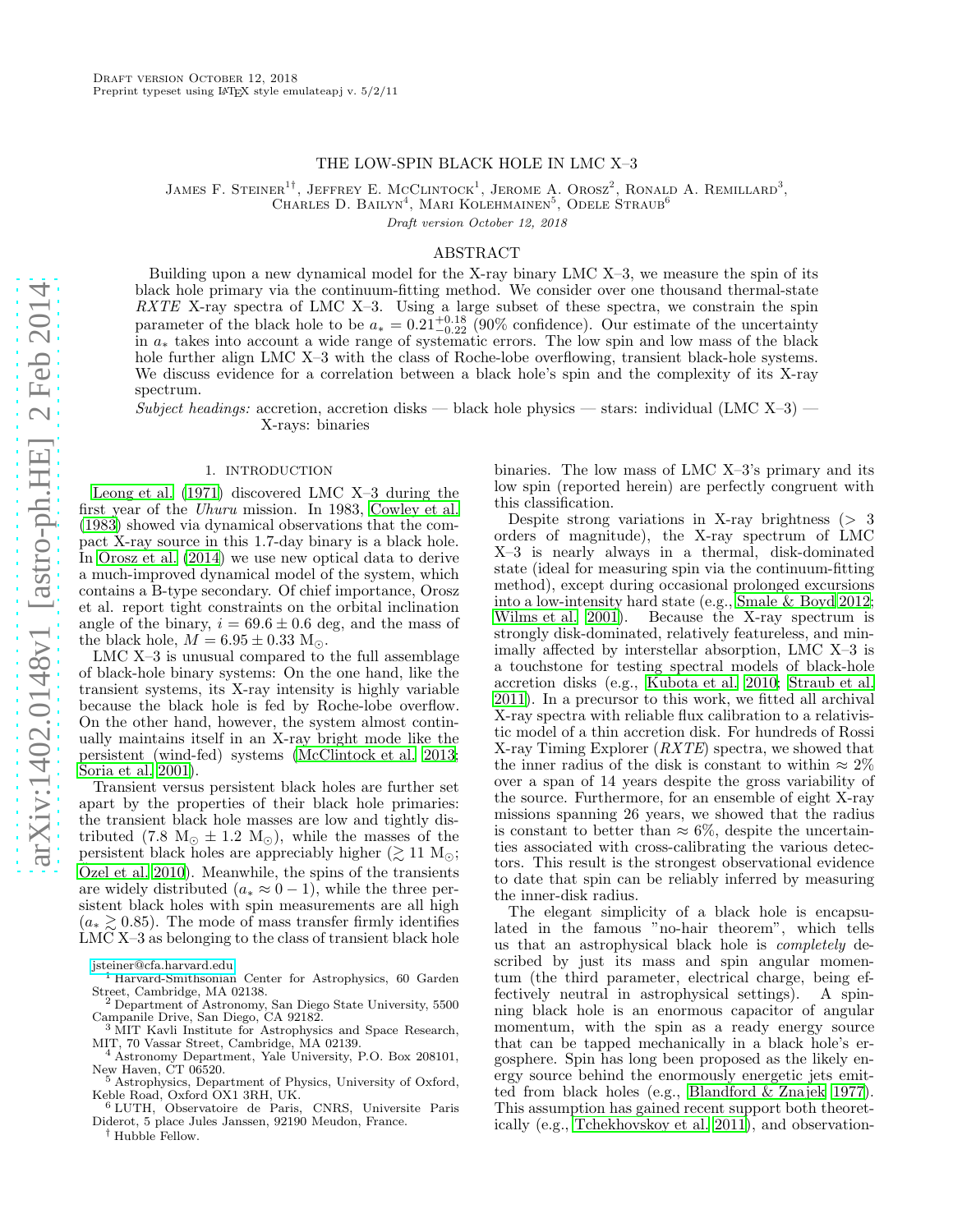# THE LOW-SPIN BLACK HOLE IN LMC X–3

James F. Steiner[1†], Jeffrey E. McClintock[1], Jerome A. Orosz[2], Ronald A. Remillard[3], Charles D. Bailyn[4], Mari Kolehmainen[5], Odele Straub[6]

*Draft version October 12, 2018*

## ABSTRACT

Building upon a new dynamical model for the X-ray binary LMC X–3, we measure the spin of its black hole primary via the continuum-fitting method. We consider over one thousand thermal-state *RXTE* X-ray spectra of LMC X–3. Using a large subset of these spectra, we constrain the spin parameter of the black hole to be $a_* = 0.21^{+0.18}_{-0.22}$ (90% confidence). Our estimate of the uncertainty in $a_*$ takes into account a wide range of systematic errors. The low spin and low mass of the black hole further align LMC X–3 with the class of Roche-lobe overflowing, transient black-hole systems. We discuss evidence for a correlation between a black hole's spin and the complexity of its X-ray spectrum.

*Subject headings:* accretion, accretion disks — black hole physics — stars: individual (LMC X–3) — X-rays: binaries

## 1. INTRODUCTION

Leong et al. (1971) discovered LMC X–3 during the first year of the *Uhuru* mission. In 1983, Cowley et al. (1983) showed via dynamical observations that the compact X-ray source in this 1.7-day binary is a black hole. In Orosz et al. (2014) we use new optical data to derive a much-improved dynamical model of the system, which contains a B-type secondary. Of chief importance, Orosz et al. report tight constraints on the orbital inclination angle of the binary, $i = 69.6 \pm 0.6$ deg, and the mass of the black hole, $M = 6.95 \pm 0.33$ $M_\odot$.

LMC X–3 is unusual compared to the full assemblage of black-hole binary systems: On the one hand, like the transient systems, its X-ray intensity is highly variable because the black hole is fed by Roche-lobe overflow. On the other hand, however, the system almost continually maintains itself in an X-ray bright mode like the persistent (wind-fed) systems (McClintock et al. 2013; Soria et al. 2001).

Transient versus persistent black holes are further set apart by the properties of their black hole primaries: the transient black hole masses are low and tightly distributed (7.8 $M_\odot$ $\pm$ 1.2 $M_\odot$), while the masses of the persistent black holes are appreciably higher ($\gtrsim 11$ $M_\odot$; Özel et al. 2010). Meanwhile, the spins of the transients are widely distributed ($a_* \approx 0 - 1$), while the three persistent black holes with spin measurements are all high ($a_* \gtrsim 0.85$). The mode of mass transfer firmly identifies LMC X–3 as belonging to the class of transient black hole binaries. The low mass of LMC X–3's primary and its low spin (reported herein) are perfectly congruent with this classification.

Despite strong variations in X-ray brightness (> 3 orders of magnitude), the X-ray spectrum of LMC X–3 is nearly always in a thermal, disk-dominated state (ideal for measuring spin via the continuum-fitting method), except during occasional prolonged excursions into a low-intensity hard state (e.g., Smale & Boyd 2012; Wilms et al. 2001). Because the X-ray spectrum is strongly disk-dominated, relatively featureless, and minimally affected by interstellar absorption, LMC X–3 is a touchstone for testing spectral models of black-hole accretion disks (e.g., Kubota et al. 2010; Straub et al. 2011). In a precursor to this work, we fitted all archival X-ray spectra with reliable flux calibration to a relativistic model of a thin accretion disk. For hundreds of Rossi X-ray Timing Explorer (*RXTE*) spectra, we showed that the inner radius of the disk is constant to within ≈ 2% over a span of 14 years despite the gross variability of the source. Furthermore, for an ensemble of eight X-ray missions spanning 26 years, we showed that the radius is constant to better than ≈ 6%, despite the uncertainties associated with cross-calibrating the various detectors. This result is the strongest observational evidence to date that spin can be reliably inferred by measuring the inner-disk radius.

The elegant simplicity of a black hole is encapsulated in the famous "no-hair theorem", which tells us that an astrophysical black hole is *completely* described by just its mass and spin angular momentum (the third parameter, electrical charge, being effectively neutral in astrophysical settings). A spinning black hole is an enormous capacitor of angular momentum, with the spin as a ready energy source that can be tapped mechanically in a black hole's ergosphere. Spin has long been proposed as the likely energy source behind the enormously energetic jets emitted from black holes (e.g., Blandford & Znajek 1977). This assumption has gained recent support both theoretically (e.g., Tchekhovskoy et al. 2011), and observation-

---

jsteiner@cfa.harvard.edu

[1] Harvard-Smithsonian Center for Astrophysics, 60 Garden Street, Cambridge, MA 02138.

[2] Department of Astronomy, San Diego State University, 5500 Campanile Drive, San Diego, CA 92182.

[3] MIT Kavli Institute for Astrophysics and Space Research, MIT, 70 Vassar Street, Cambridge, MA 02139.

[4] Astronomy Department, Yale University, P.O. Box 208101, New Haven, CT 06520.

[5] Astrophysics, Department of Physics, University of Oxford, Keble Road, Oxford OX1 3RH, UK.

[6] LUTH, Observatoire de Paris, CNRS, Universite Paris Diderot, 5 place Jules Janssen, 92190 Meudon, France.

[†] Hubble Fellow.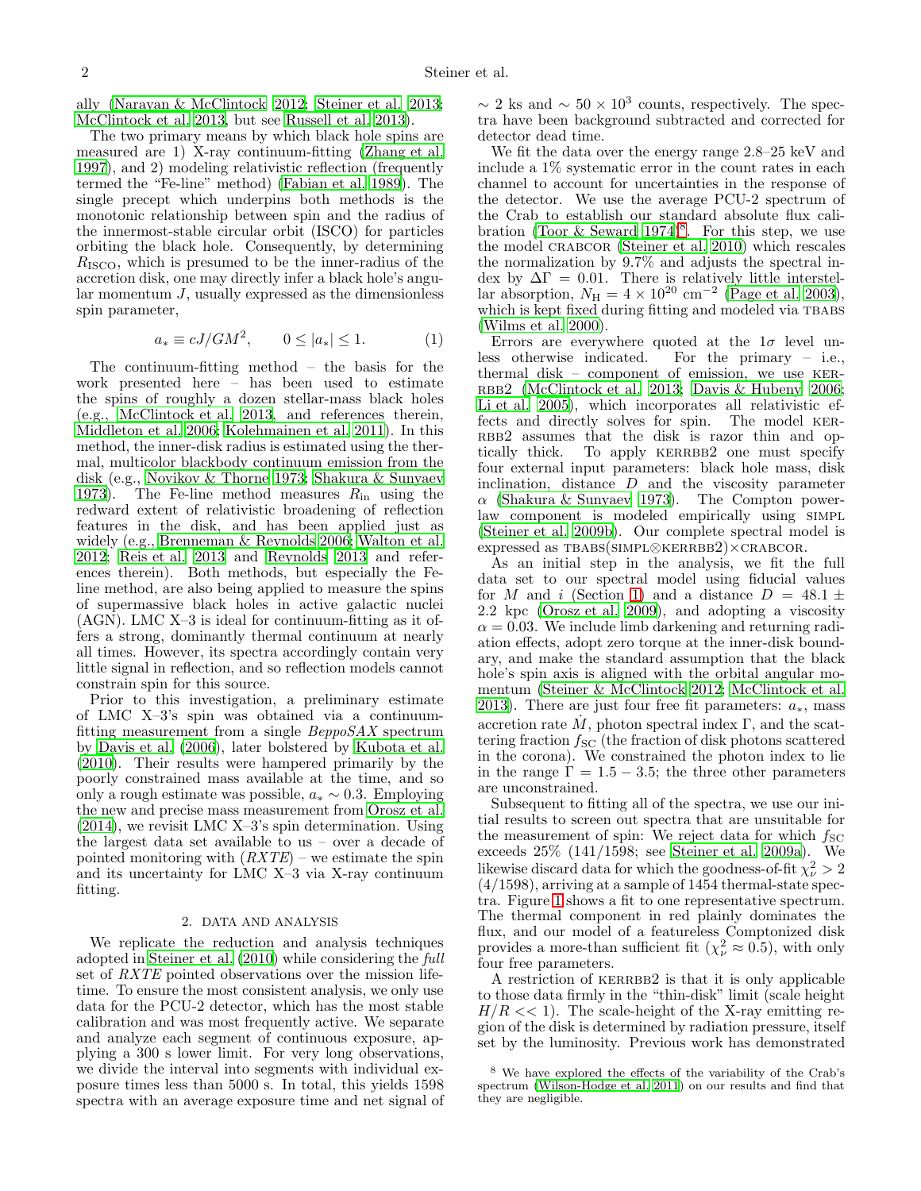ally (Narayan & McClintock 2012; Steiner et al. 2013; McClintock et al. 2013, but see Russell et al. 2013).

The two primary means by which black hole spins are measured are 1) X-ray continuum-fitting (Zhang et al. 1997), and 2) modeling relativistic reflection (frequently termed the "Fe-line" method) (Fabian et al. 1989). The single precept which underpins both methods is the monotonic relationship between spin and the radius of the innermost-stable circular orbit (ISCO) for particles orbiting the black hole. Consequently, by determining $R_{\rm ISCO}$, which is presumed to be the inner-radius of the accretion disk, one may directly infer a black hole's angular momentum $J$, usually expressed as the dimensionless spin parameter,

$$a_* \equiv cJ/GM^2, \qquad 0 \leq |a_*| \leq 1. \tag{1}$$

The continuum-fitting method – the basis for the work presented here – has been used to estimate the spins of roughly a dozen stellar-mass black holes (e.g., McClintock et al. 2013, and references therein, Middleton et al. 2006; Kolehmainen et al. 2011). In this method, the inner-disk radius is estimated using the thermal, multicolor blackbody continuum emission from the disk (e.g., Novikov & Thorne 1973; Shakura & Sunyaev 1973). The Fe-line method measures $R_{\rm in}$ using the redward extent of relativistic broadening of reflection features in the disk, and has been applied just as widely (e.g., Brenneman & Reynolds 2006; Walton et al. 2012; Reis et al. 2013 and Reynolds 2013 and references therein). Both methods, but especially the Fe-line method, are also being applied to measure the spins of supermassive black holes in active galactic nuclei (AGN). LMC X–3 is ideal for continuum-fitting as it offers a strong, dominantly thermal continuum at nearly all times. However, its spectra accordingly contain very little signal in reflection, and so reflection models cannot constrain spin for this source.

Prior to this investigation, a preliminary estimate of LMC X–3's spin was obtained via a continuum-fitting measurement from a single *BeppoSAX* spectrum by Davis et al. (2006), later bolstered by Kubota et al. (2010). Their results were hampered primarily by the poorly constrained mass available at the time, and so only a rough estimate was possible, $a_* \sim 0.3$. Employing the new and precise mass measurement from Orosz et al. (2014), we revisit LMC X–3's spin determination. Using the largest data set available to us – over a decade of pointed monitoring with (*RXTE*) – we estimate the spin and its uncertainty for LMC X–3 via X-ray continuum fitting.

## 2. DATA AND ANALYSIS

We replicate the reduction and analysis techniques adopted in Steiner et al. (2010) while considering the *full* set of *RXTE* pointed observations over the mission lifetime. To ensure the most consistent analysis, we only use data for the PCU-2 detector, which has the most stable calibration and was most frequently active. We separate and analyze each segment of continuous exposure, applying a 300 s lower limit. For very long observations, we divide the interval into segments with individual exposure times less than 5000 s. In total, this yields 1598 spectra with an average exposure time and net signal of $\sim 2$ ks and $\sim 50 \times 10^3$ counts, respectively. The spectra have been background subtracted and corrected for detector dead time.

We fit the data over the energy range 2.8–25 keV and include a 1% systematic error in the count rates in each channel to account for uncertainties in the response of the detector. We use the average PCU-2 spectrum of the Crab to establish our standard absolute flux calibration (Toor & Seward 1974)[8]. For this step, we use the model CRABCOR (Steiner et al. 2010) which rescales the normalization by 9.7% and adjusts the spectral index by $\Delta\Gamma = 0.01$. There is relatively little interstellar absorption, $N_{\rm H} = 4 \times 10^{20}$ cm$^{-2}$ (Page et al. 2003), which is kept fixed during fitting and modeled via TBABS (Wilms et al. 2000).

Errors are everywhere quoted at the $1\sigma$ level unless otherwise indicated. For the primary – i.e., thermal disk – component of emission, we use KERRBB2 (McClintock et al. 2013; Davis & Hubeny 2006; Li et al. 2005), which incorporates all relativistic effects and directly solves for spin. The model KERRBB2 assumes that the disk is razor thin and optically thick. To apply KERRBB2 one must specify four external input parameters: black hole mass, disk inclination, distance $D$ and the viscosity parameter $\alpha$ (Shakura & Sunyaev 1973). The Compton power-law component is modeled empirically using SIMPL (Steiner et al. 2009b). Our complete spectral model is expressed as TBABS(SIMPL⊗KERRBB2)×CRABCOR.

As an initial step in the analysis, we fit the full data set to our spectral model using fiducial values for $M$ and $i$ (Section 1) and a distance $D = 48.1 \pm 2.2$ kpc (Orosz et al. 2009), and adopting a viscosity $\alpha = 0.03$. We include limb darkening and returning radiation effects, adopt zero torque at the inner-disk boundary, and make the standard assumption that the black hole's spin axis is aligned with the orbital angular momentum (Steiner & McClintock 2012; McClintock et al. 2013). There are just four free fit parameters: $a_*$, mass accretion rate $\dot{M}$, photon spectral index $\Gamma$, and the scattering fraction $f_{\rm SC}$ (the fraction of disk photons scattered in the corona). We constrained the photon index to lie in the range $\Gamma = 1.5 - 3.5$; the three other parameters are unconstrained.

Subsequent to fitting all of the spectra, we use our initial results to screen out spectra that are unsuitable for the measurement of spin: We reject data for which $f_{\rm SC}$ exceeds 25% (141/1598; see Steiner et al. 2009a). We likewise discard data for which the goodness-of-fit $\chi^2_\nu > 2$ (4/1598), arriving at a sample of 1454 thermal-state spectra. Figure 1 shows a fit to one representative spectrum. The thermal component in red plainly dominates the flux, and our model of a featureless Comptonized disk provides a more-than sufficient fit ($\chi^2_\nu \approx 0.5$), with only four free parameters.

A restriction of KERRBB2 is that it is only applicable to those data firmly in the "thin-disk" limit (scale height $H/R << 1$). The scale-height of the X-ray emitting region of the disk is determined by radiation pressure, itself set by the luminosity. Previous work has demonstrated

[8] We have explored the effects of the variability of the Crab's spectrum (Wilson-Hodge et al. 2011) on our results and find that they are negligible.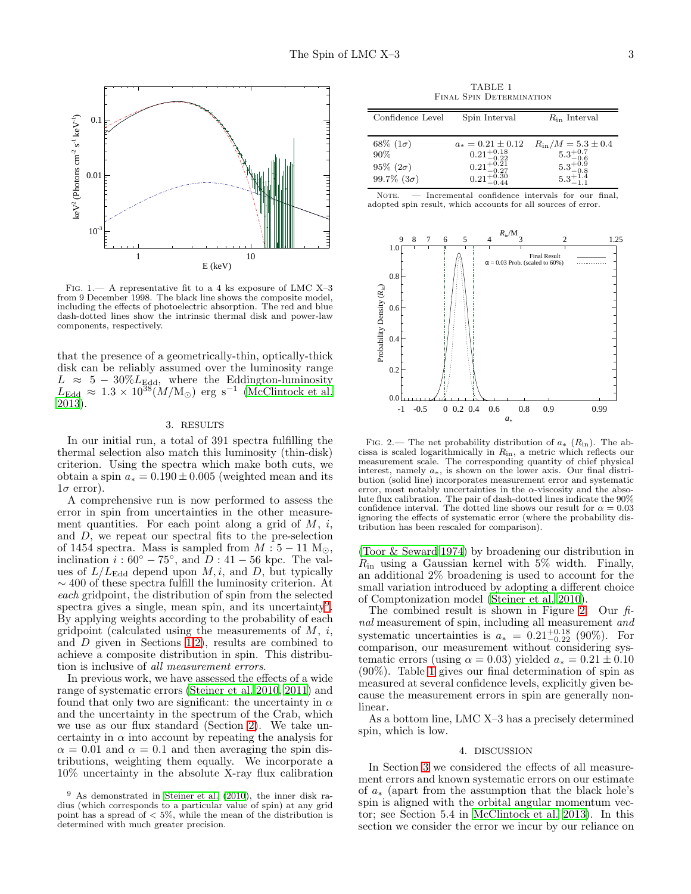Fig. 1.— A representative fit to a 4 ks exposure of LMC X–3 from 9 December 1998. The black line shows the composite model, including the effects of photoelectric absorption. The red and blue dash-dotted lines show the intrinsic thermal disk and power-law components, respectively.

that the presence of a geometrically-thin, optically-thick disk can be reliably assumed over the luminosity range $L \approx 5 - 30\% L_{\rm Edd}$, where the Eddington-luminosity $L_{\rm Edd} \approx 1.3 \times 10^{38} (M/{\rm M}_\odot)$ erg s$^{-1}$ (McClintock et al. 2013).

## 3. RESULTS

In our initial run, a total of 391 spectra fulfilling the thermal selection also match this luminosity (thin-disk) criterion. Using the spectra which make both cuts, we obtain a spin $a_* = 0.190 \pm 0.005$ (weighted mean and its $1\sigma$ error).

A comprehensive run is now performed to assess the error in spin from uncertainties in the other measurement quantities. For each point along a grid of $M$, $i$, and $D$, we repeat our spectral fits to the pre-selection of 1454 spectra. Mass is sampled from $M : 5 - 11$ M$_\odot$, inclination $i : 60^\circ - 75^\circ$, and $D : 41 - 56$ kpc. The values of $L/L_{\rm Edd}$ depend upon $M, i$, and $D$, but typically $\sim 400$ of these spectra fulfill the luminosity criterion. At *each* gridpoint, the distribution of spin from the selected spectra gives a single, mean spin, and its uncertainty[9]. By applying weights according to the probability of each gridpoint (calculated using the measurements of $M$, $i$, and $D$ given in Sections 1[2]), results are combined to achieve a composite distribution in spin. This distribution is inclusive of *all measurement errors*.

In previous work, we have assessed the effects of a wide range of systematic errors (Steiner et al. 2010, 2011) and found that only two are significant: the uncertainty in $\alpha$ and the uncertainty in the spectrum of the Crab, which we use as our flux standard (Section 2). We take uncertainty in $\alpha$ into account by repeating the analysis for $\alpha = 0.01$ and $\alpha = 0.1$ and then averaging the spin distributions, weighting them equally. We incorporate a 10% uncertainty in the absolute X-ray flux calibration (Toor & Seward 1974) by broadening our distribution in $R_{\rm in}$ using a Gaussian kernel with 5% width. Finally, an additional 2% broadening is used to account for the small variation introduced by adopting a different choice of Comptonization model (Steiner et al. 2010).

The combined result is shown in Figure 2. Our *final* measurement of spin, including all measurement *and* systematic uncertainties is $a_* = 0.21^{+0.18}_{-0.22}$ (90%). For comparison, our measurement without considering systematic errors (using $\alpha = 0.03$) yielded $a_* = 0.21 \pm 0.10$ (90%). Table 1 gives our final determination of spin as measured at several confidence levels, explicitly given because the measurement errors in spin are generally nonlinear.

As a bottom line, LMC X–3 has a precisely determined spin, which is low.

TABLE 1
Final Spin Determination

| Confidence Level | Spin Interval | $R_{\rm in}$ Interval |
|---|---|---|
| 68% ($1\sigma$) | $a_* = 0.21 \pm 0.12$ | $R_{\rm in}/M = 5.3 \pm 0.4$ |
| 90% | $0.21^{+0.18}_{-0.22}$ | $5.3^{+0.7}_{-0.6}$ |
| 95% ($2\sigma$) | $0.21^{+0.21}_{-0.27}$ | $5.3^{+0.9}_{-0.8}$ |
| 99.7% ($3\sigma$) | $0.21^{+0.30}_{-0.44}$ | $5.3^{+1.4}_{-1.1}$ |

Note. — Incremental confidence intervals for our final, adopted spin result, which accounts for all sources of error.

Fig. 2.— The net probability distribution of $a_*$ ($R_{\rm in}$). The abscissa is scaled logarithmically in $R_{\rm in}$, a metric which reflects our measurement scale. The corresponding quantity of chief physical interest, namely $a_*$, is shown on the lower axis. Our final distribution (solid line) incorporates measurement error and systematic error, most notably uncertainties in the $\alpha$-viscosity and the absolute flux calibration. The pair of dash-dotted lines indicate the 90% confidence interval. The dotted line shows our result for $\alpha = 0.03$ ignoring the effects of systematic error (where the probability distribution has been rescaled for comparison).

## 4. DISCUSSION

In Section 3 we considered the effects of all measurement errors and known systematic errors on our estimate of $a_*$ (apart from the assumption that the black hole's spin is aligned with the orbital angular momentum vector; see Section 5.4 in McClintock et al. 2013). In this section we consider the error we incur by our reliance on

[9] As demonstrated in Steiner et al. (2010), the inner disk radius (which corresponds to a particular value of spin) at any grid point has a spread of $< 5\%$, while the mean of the distribution is determined with much greater precision.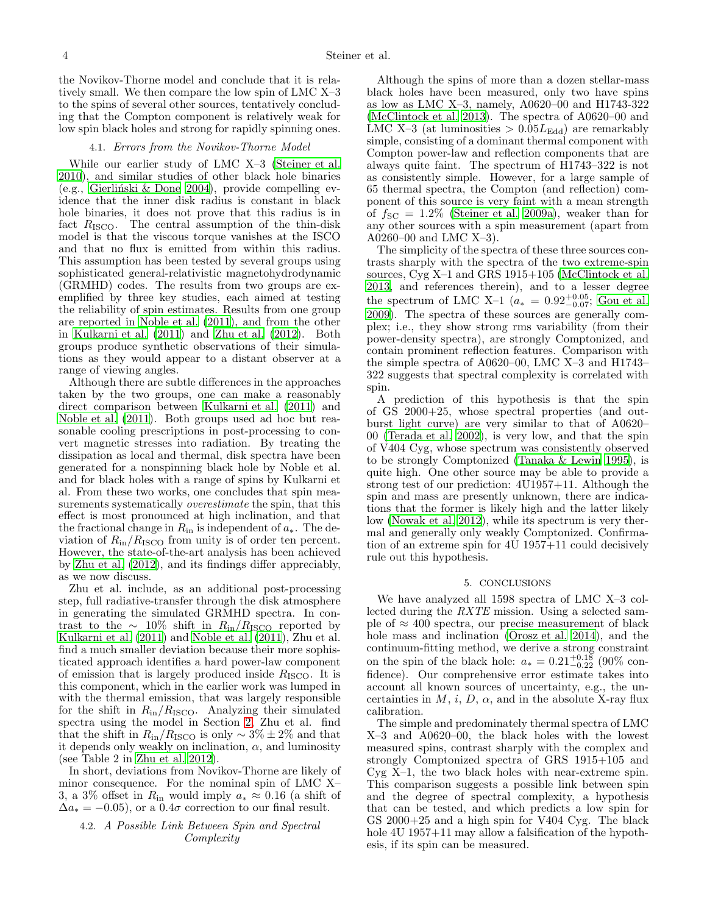the Novikov-Thorne model and conclude that it is relatively small. We then compare the low spin of LMC X–3 to the spins of several other sources, tentatively concluding that the Compton component is relatively weak for low spin black holes and strong for rapidly spinning ones.

### 4.1. *Errors from the Novikov-Thorne Model*

While our earlier study of LMC X–3 (Steiner et al. 2010), and similar studies of other black hole binaries (e.g., Gierliński & Done 2004), provide compelling evidence that the inner disk radius is constant in black hole binaries, it does not prove that this radius is in fact $R_{\rm ISCO}$. The central assumption of the thin-disk model is that the viscous torque vanishes at the ISCO and that no flux is emitted from within this radius. This assumption has been tested by several groups using sophisticated general-relativistic magnetohydrodynamic (GRMHD) codes. The results from two groups are exemplified by three key studies, each aimed at testing the reliability of spin estimates. Results from one group are reported in Noble et al. (2011), and from the other in Kulkarni et al. (2011) and Zhu et al. (2012). Both groups produce synthetic observations of their simulations as they would appear to a distant observer at a range of viewing angles.

Although there are subtle differences in the approaches taken by the two groups, one can make a reasonably direct comparison between Kulkarni et al. (2011) and Noble et al. (2011). Both groups used ad hoc but reasonable cooling prescriptions in post-processing to convert magnetic stresses into radiation. By treating the dissipation as local and thermal, disk spectra have been generated for a nonspinning black hole by Noble et al. and for black holes with a range of spins by Kulkarni et al. From these two works, one concludes that spin measurements systematically *overestimate* the spin, that this effect is most pronounced at high inclination, and that the fractional change in $R_{\rm in}$ is independent of $a_*$. The deviation of $R_{\rm in}/R_{\rm ISCO}$ from unity is of order ten percent. However, the state-of-the-art analysis has been achieved by Zhu et al. (2012), and its findings differ appreciably, as we now discuss.

Zhu et al. include, as an additional post-processing step, full radiative-transfer through the disk atmosphere in generating the simulated GRMHD spectra. In contrast to the $\sim$ 10% shift in $R_{\rm in}/R_{\rm ISCO}$ reported by Kulkarni et al. (2011) and Noble et al. (2011), Zhu et al. find a much smaller deviation because their more sophisticated approach identifies a hard power-law component of emission that is largely produced inside $R_{\rm ISCO}$. It is this component, which in the earlier work was lumped in with the thermal emission, that was largely responsible for the shift in $R_{\rm in}/R_{\rm ISCO}$. Analyzing their simulated spectra using the model in Section 2, Zhu et al. find that the shift in $R_{\rm in}/R_{\rm ISCO}$ is only $\sim 3\% \pm 2\%$ and that it depends only weakly on inclination, $\alpha$, and luminosity (see Table 2 in Zhu et al. 2012).

In short, deviations from Novikov-Thorne are likely of minor consequence. For the nominal spin of LMC X–3, a 3% offset in $R_{\rm in}$ would imply $a_* \approx 0.16$ (a shift of $\Delta a_* = -0.05$), or a $0.4\sigma$ correction to our final result.

### 4.2. *A Possible Link Between Spin and Spectral Complexity*

Although the spins of more than a dozen stellar-mass black holes have been measured, only two have spins as low as LMC X–3, namely, A0620–00 and H1743-322 (McClintock et al. 2013). The spectra of A0620–00 and LMC X–3 (at luminosities $> 0.05 L_{\rm Edd}$) are remarkably simple, consisting of a dominant thermal component with Compton power-law and reflection components that are always quite faint. The spectrum of H1743–322 is not as consistently simple. However, for a large sample of 65 thermal spectra, the Compton (and reflection) component of this source is very faint with a mean strength of $f_{\rm SC} = 1.2\%$ (Steiner et al. 2009a), weaker than for any other sources with a spin measurement (apart from A0260–00 and LMC X–3).

The simplicity of the spectra of these three sources contrasts sharply with the spectra of the two extreme-spin sources, Cyg X–1 and GRS 1915+105 (McClintock et al. 2013, and references therein), and to a lesser degree the spectrum of LMC X–1 ($a_* = 0.92^{+0.05}_{-0.07}$; Gou et al. 2009). The spectra of these sources are generally complex; i.e., they show strong rms variability (from their power-density spectra), are strongly Comptonized, and contain prominent reflection features. Comparison with the simple spectra of A0620–00, LMC X–3 and H1743–322 suggests that spectral complexity is correlated with spin.

A prediction of this hypothesis is that the spin of GS 2000+25, whose spectral properties (and outburst light curve) are very similar to that of A0620–00 (Terada et al. 2002), is very low, and that the spin of V404 Cyg, whose spectrum was consistently observed to be strongly Comptonized (Tanaka & Lewin 1995), is quite high. One other source may be able to provide a strong test of our prediction: 4U1957+11. Although the spin and mass are presently unknown, there are indications that the former is likely high and the latter likely low (Nowak et al. 2012), while its spectrum is very thermal and generally only weakly Comptonized. Confirmation of an extreme spin for 4U 1957+11 could decisively rule out this hypothesis.

## 5. CONCLUSIONS

We have analyzed all 1598 spectra of LMC X–3 collected during the *RXTE* mission. Using a selected sample of $\approx$ 400 spectra, our precise measurement of black hole mass and inclination (Orosz et al. 2014), and the continuum-fitting method, we derive a strong constraint on the spin of the black hole: $a_* = 0.21^{+0.18}_{-0.22}$ (90% confidence). Our comprehensive error estimate takes into account all known sources of uncertainty, e.g., the uncertainties in $M$, $i$, $D$, $\alpha$, and in the absolute X-ray flux calibration.

The simple and predominately thermal spectra of LMC X–3 and A0620–00, the black holes with the lowest measured spins, contrast sharply with the complex and strongly Comptonized spectra of GRS 1915+105 and Cyg X–1, the two black holes with near-extreme spin. This comparison suggests a possible link between spin and the degree of spectral complexity, a hypothesis that can be tested, and which predicts a low spin for GS 2000+25 and a high spin for V404 Cyg. The black hole 4U 1957+11 may allow a falsification of the hypothesis, if its spin can be measured.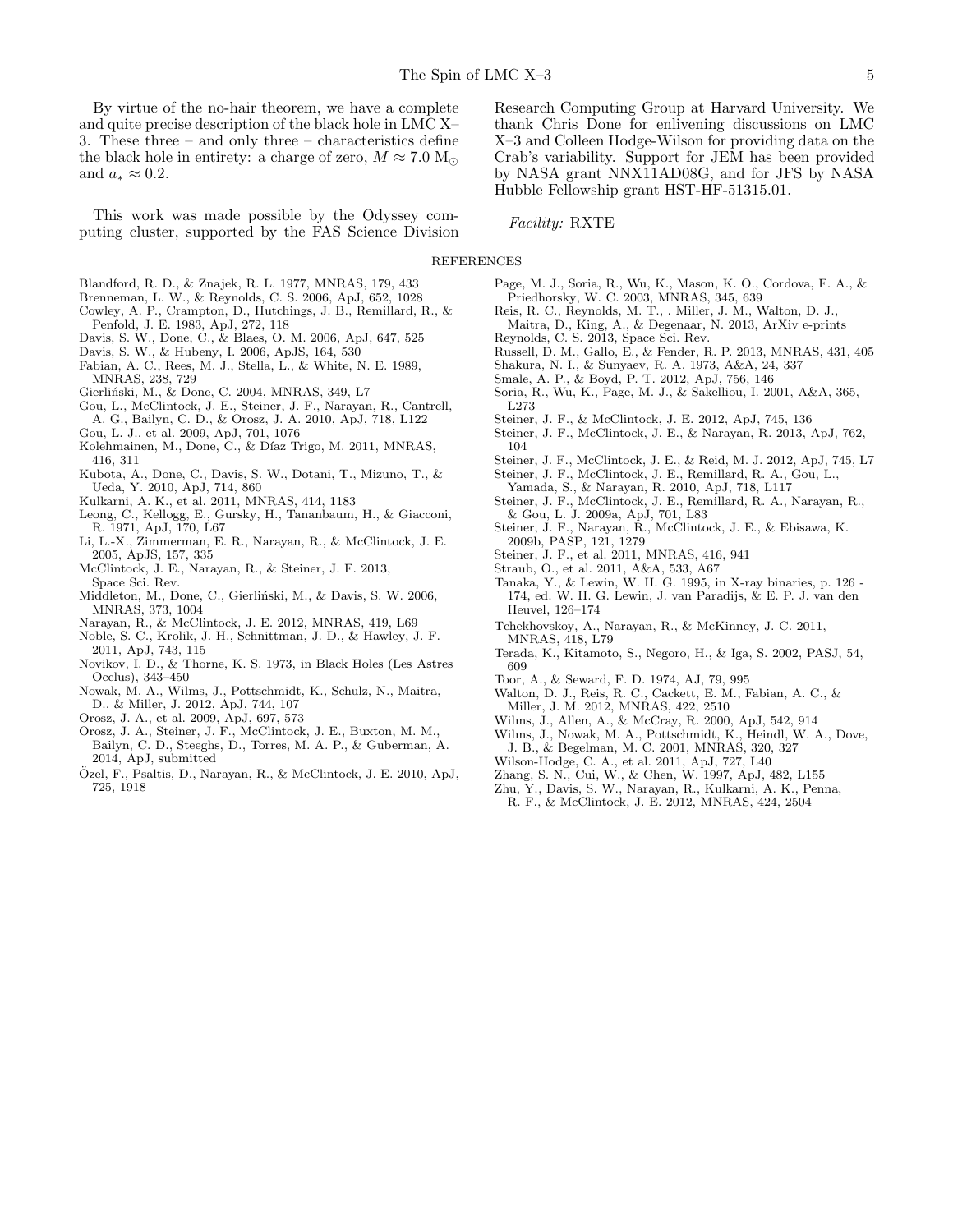By virtue of the no-hair theorem, we have a complete and quite precise description of the black hole in LMC X–3. These three – and only three – characteristics define the black hole in entirety: a charge of zero, $M \approx 7.0$ M$_\odot$ and $a_* \approx 0.2$.

This work was made possible by the Odyssey computing cluster, supported by the FAS Science Division Research Computing Group at Harvard University. We thank Chris Done for enlivening discussions on LMC X–3 and Colleen Hodge-Wilson for providing data on the Crab's variability. Support for JEM has been provided by NASA grant NNX11AD08G, and for JFS by NASA Hubble Fellowship grant HST-HF-51315.01.

*Facility:* RXTE

## REFERENCES

Blandford, R. D., & Znajek, R. L. 1977, MNRAS, 179, 433
Brenneman, L. W., & Reynolds, C. S. 2006, ApJ, 652, 1028
Cowley, A. P., Crampton, D., Hutchings, J. B., Remillard, R., & Penfold, J. E. 1983, ApJ, 272, 118
Davis, S. W., Done, C., & Blaes, O. M. 2006, ApJ, 647, 525
Davis, S. W., & Hubeny, I. 2006, ApJS, 164, 530
Fabian, A. C., Rees, M. J., Stella, L., & White, N. E. 1989, MNRAS, 238, 729
Gierliński, M., & Done, C. 2004, MNRAS, 349, L7
Gou, L., McClintock, J. E., Steiner, J. F., Narayan, R., Cantrell, A. G., Bailyn, C. D., & Orosz, J. A. 2010, ApJ, 718, L122
Gou, L. J., et al. 2009, ApJ, 701, 1076
Kolehmainen, M., Done, C., & Díaz Trigo, M. 2011, MNRAS, 416, 311
Kubota, A., Done, C., Davis, S. W., Dotani, T., Mizuno, T., & Ueda, Y. 2010, ApJ, 714, 860
Kulkarni, A. K., et al. 2011, MNRAS, 414, 1183
Leong, C., Kellogg, E., Gursky, H., Tananbaum, H., & Giacconi, R. 1971, ApJ, 170, L67
Li, L.-X., Zimmerman, E. R., Narayan, R., & McClintock, J. E. 2005, ApJS, 157, 335
McClintock, J. E., Narayan, R., & Steiner, J. F. 2013, Space Sci. Rev.
Middleton, M., Done, C., Gierliński, M., & Davis, S. W. 2006, MNRAS, 373, 1004
Narayan, R., & McClintock, J. E. 2012, MNRAS, 419, L69
Noble, S. C., Krolik, J. H., Schnittman, J. D., & Hawley, J. F. 2011, ApJ, 743, 115
Novikov, I. D., & Thorne, K. S. 1973, in Black Holes (Les Astres Occlus), 343–450
Nowak, M. A., Wilms, J., Pottschmidt, K., Schulz, N., Maitra, D., & Miller, J. 2012, ApJ, 744, 107
Orosz, J. A., et al. 2009, ApJ, 697, 573
Orosz, J. A., Steiner, J. F., McClintock, J. E., Buxton, M. M., Bailyn, C. D., Steeghs, D., Torres, M. A. P., & Guberman, A. 2014, ApJ, submitted
Özel, F., Psaltis, D., Narayan, R., & McClintock, J. E. 2010, ApJ, 725, 1918
Page, M. J., Soria, R., Wu, K., Mason, K. O., Cordova, F. A., & Priedhorsky, W. C. 2003, MNRAS, 345, 639
Reis, R. C., Reynolds, M. T., . Miller, J. M., Walton, D. J., Maitra, D., King, A., & Degenaar, N. 2013, ArXiv e-prints
Reynolds, C. S. 2013, Space Sci. Rev.
Russell, D. M., Gallo, E., & Fender, R. P. 2013, MNRAS, 431, 405
Shakura, N. I., & Sunyaev, R. A. 1973, A&A, 24, 337
Smale, A. P., & Boyd, P. T. 2012, ApJ, 756, 146
Soria, R., Wu, K., Page, M. J., & Sakelliou, I. 2001, A&A, 365, L273
Steiner, J. F., & McClintock, J. E. 2012, ApJ, 745, 136
Steiner, J. F., McClintock, J. E., & Narayan, R. 2013, ApJ, 762, 104
Steiner, J. F., McClintock, J. E., & Reid, M. J. 2012, ApJ, 745, L7
Steiner, J. F., McClintock, J. E., Remillard, R. A., Gou, L., Yamada, S., & Narayan, R. 2010, ApJ, 718, L117
Steiner, J. F., McClintock, J. E., Remillard, R. A., Narayan, R., & Gou, L. J. 2009a, ApJ, 701, L83
Steiner, J. F., Narayan, R., McClintock, J. E., & Ebisawa, K. 2009b, PASP, 121, 1279
Steiner, J. F., et al. 2011, MNRAS, 416, 941
Straub, O., et al. 2011, A&A, 533, A67
Tanaka, Y., & Lewin, W. H. G. 1995, in X-ray binaries, p. 126 - 174, ed. W. H. G. Lewin, J. van Paradijs, & E. P. J. van den Heuvel, 126–174
Tchekhovskoy, A., Narayan, R., & McKinney, J. C. 2011, MNRAS, 418, L79
Terada, K., Kitamoto, S., Negoro, H., & Iga, S. 2002, PASJ, 54, 609
Toor, A., & Seward, F. D. 1974, AJ, 79, 995
Walton, D. J., Reis, R. C., Cackett, E. M., Fabian, A. C., & Miller, J. M. 2012, MNRAS, 422, 2510
Wilms, J., Allen, A., & McCray, R. 2000, ApJ, 542, 914
Wilms, J., Nowak, M. A., Pottschmidt, K., Heindl, W. A., Dove, J. B., & Begelman, M. C. 2001, MNRAS, 320, 327
Wilson-Hodge, C. A., et al. 2011, ApJ, 727, L40
Zhang, S. N., Cui, W., & Chen, W. 1997, ApJ, 482, L155
Zhu, Y., Davis, S. W., Narayan, R., Kulkarni, A. K., Penna, R. F., & McClintock, J. E. 2012, MNRAS, 424, 2504